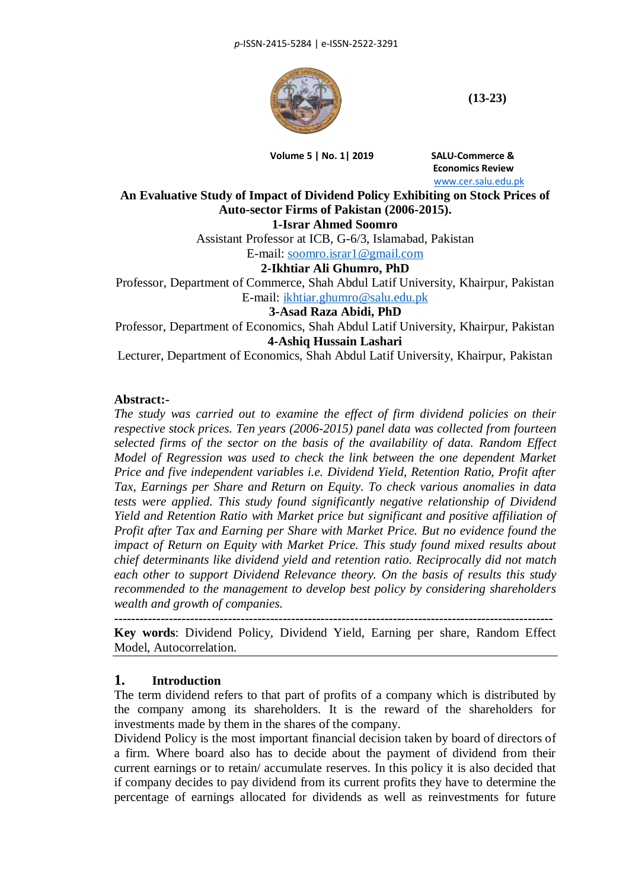# An Evaluative Study of Impact of Dividend Policy Exhibiting on Stock Prices of Auto-sector Firms of Pakistan (2006-2015).

**1-Israr Ahmed Soomro**

Assistant Professor at ICB, G-6/3, Islamabad, Pakistan

E-mail: soomro.israr1@gmail.com

**2-Ikhtiar Ali Ghumro, PhD**

Professor, Department of Commerce, Shah Abdul Latif University, Khairpur, Pakistan

E-mail: ikhtiar.ghumro@salu.edu.pk

**3-Asad Raza Abidi, PhD**

Professor, Department of Economics, Shah Abdul Latif University, Khairpur, Pakistan

**4-Ashiq Hussain Lashari**

Lecturer, Department of Economics, Shah Abdul Latif University, Khairpur, Pakistan

**Abstract:-**

*The study was carried out to examine the effect of firm dividend policies on their respective stock prices. Ten years (2006-2015) panel data was collected from fourteen selected firms of the sector on the basis of the availability of data. Random Effect Model of Regression was used to check the link between the one dependent Market Price and five independent variables i.e. Dividend Yield, Retention Ratio, Profit after Tax, Earnings per Share and Return on Equity. To check various anomalies in data tests were applied. This study found significantly negative relationship of Dividend Yield and Retention Ratio with Market price but significant and positive affiliation of Profit after Tax and Earning per Share with Market Price. But no evidence found the impact of Return on Equity with Market Price. This study found mixed results about chief determinants like dividend yield and retention ratio. Reciprocally did not match each other to support Dividend Relevance theory. On the basis of results this study recommended to the management to develop best policy by considering shareholders wealth and growth of companies.*

---

**Key words**: Dividend Policy, Dividend Yield, Earning per share, Random Effect Model, Autocorrelation.

## 1. Introduction

The term dividend refers to that part of profits of a company which is distributed by the company among its shareholders. It is the reward of the shareholders for investments made by them in the shares of the company.

Dividend Policy is the most important financial decision taken by board of directors of a firm. Where board also has to decide about the payment of dividend from their current earnings or to retain/ accumulate reserves. In this policy it is also decided that if company decides to pay dividend from its current profits they have to determine the percentage of earnings allocated for dividends as well as reinvestments for future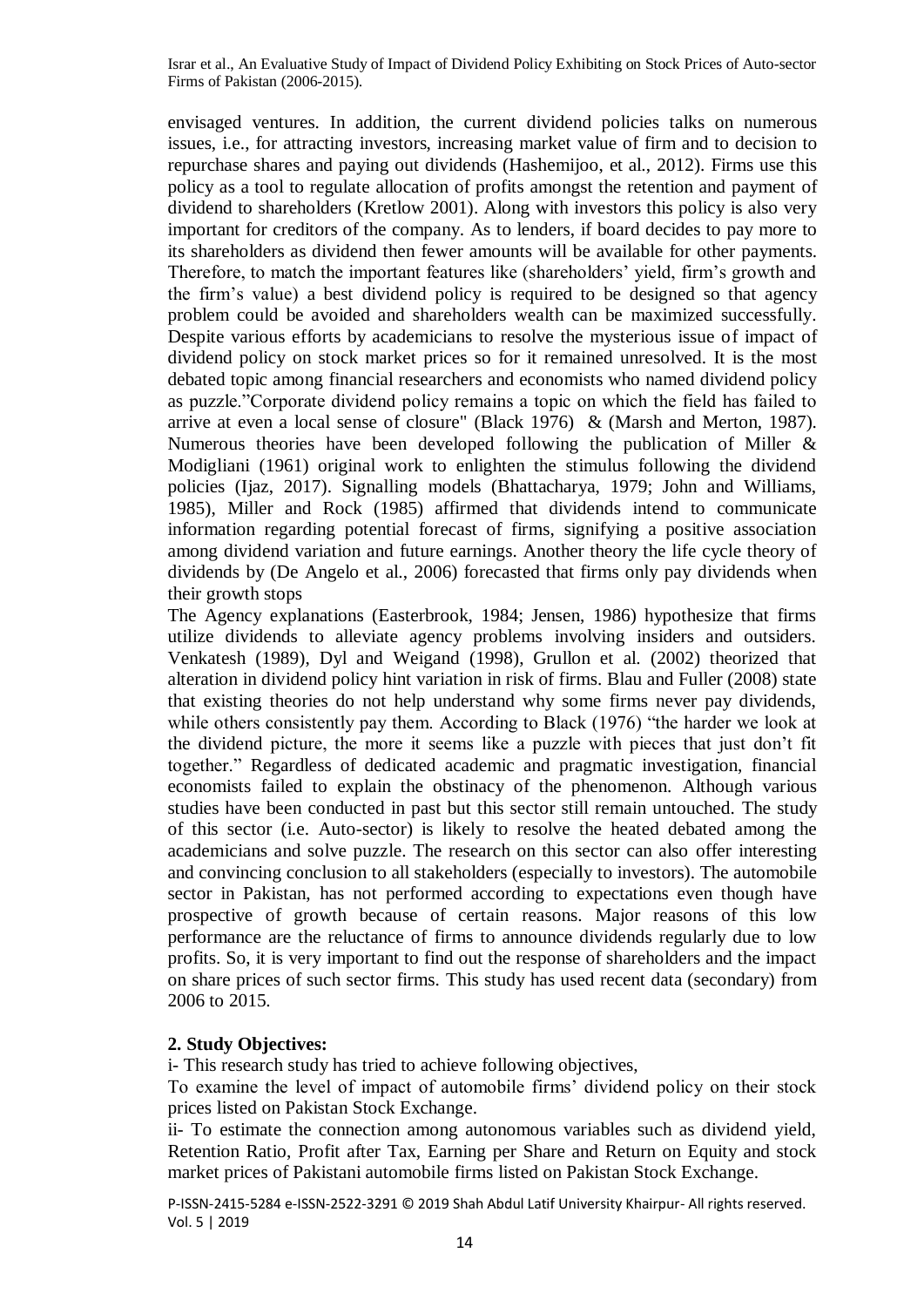envisaged ventures. In addition, the current dividend policies talks on numerous issues, i.e., for attracting investors, increasing market value of firm and to decision to repurchase shares and paying out dividends (Hashemijoo, et al., 2012). Firms use this policy as a tool to regulate allocation of profits amongst the retention and payment of dividend to shareholders (Kretlow 2001). Along with investors this policy is also very important for creditors of the company. As to lenders, if board decides to pay more to its shareholders as dividend then fewer amounts will be available for other payments. Therefore, to match the important features like (shareholders' yield, firm's growth and the firm's value) a best dividend policy is required to be designed so that agency problem could be avoided and shareholders wealth can be maximized successfully. Despite various efforts by academicians to resolve the mysterious issue of impact of dividend policy on stock market prices so for it remained unresolved. It is the most debated topic among financial researchers and economists who named dividend policy as puzzle."Corporate dividend policy remains a topic on which the field has failed to arrive at even a local sense of closure" (Black 1976) & (Marsh and Merton, 1987). Numerous theories have been developed following the publication of Miller & Modigliani (1961) original work to enlighten the stimulus following the dividend policies (Ijaz, 2017). Signalling models (Bhattacharya, 1979; John and Williams, 1985), Miller and Rock (1985) affirmed that dividends intend to communicate information regarding potential forecast of firms, signifying a positive association among dividend variation and future earnings. Another theory the life cycle theory of dividends by (De Angelo et al., 2006) forecasted that firms only pay dividends when their growth stops

The Agency explanations (Easterbrook, 1984; Jensen, 1986) hypothesize that firms utilize dividends to alleviate agency problems involving insiders and outsiders. Venkatesh (1989), Dyl and Weigand (1998), Grullon et al. (2002) theorized that alteration in dividend policy hint variation in risk of firms. Blau and Fuller (2008) state that existing theories do not help understand why some firms never pay dividends, while others consistently pay them. According to Black (1976) "the harder we look at the dividend picture, the more it seems like a puzzle with pieces that just don't fit together." Regardless of dedicated academic and pragmatic investigation, financial economists failed to explain the obstinacy of the phenomenon. Although various studies have been conducted in past but this sector still remain untouched. The study of this sector (i.e. Auto-sector) is likely to resolve the heated debated among the academicians and solve puzzle. The research on this sector can also offer interesting and convincing conclusion to all stakeholders (especially to investors). The automobile sector in Pakistan, has not performed according to expectations even though have prospective of growth because of certain reasons. Major reasons of this low performance are the reluctance of firms to announce dividends regularly due to low profits. So, it is very important to find out the response of shareholders and the impact on share prices of such sector firms. This study has used recent data (secondary) from 2006 to 2015.

## 2. Study Objectives:

i- This research study has tried to achieve following objectives,

To examine the level of impact of automobile firms' dividend policy on their stock prices listed on Pakistan Stock Exchange.

ii- To estimate the connection among autonomous variables such as dividend yield, Retention Ratio, Profit after Tax, Earning per Share and Return on Equity and stock market prices of Pakistani automobile firms listed on Pakistan Stock Exchange.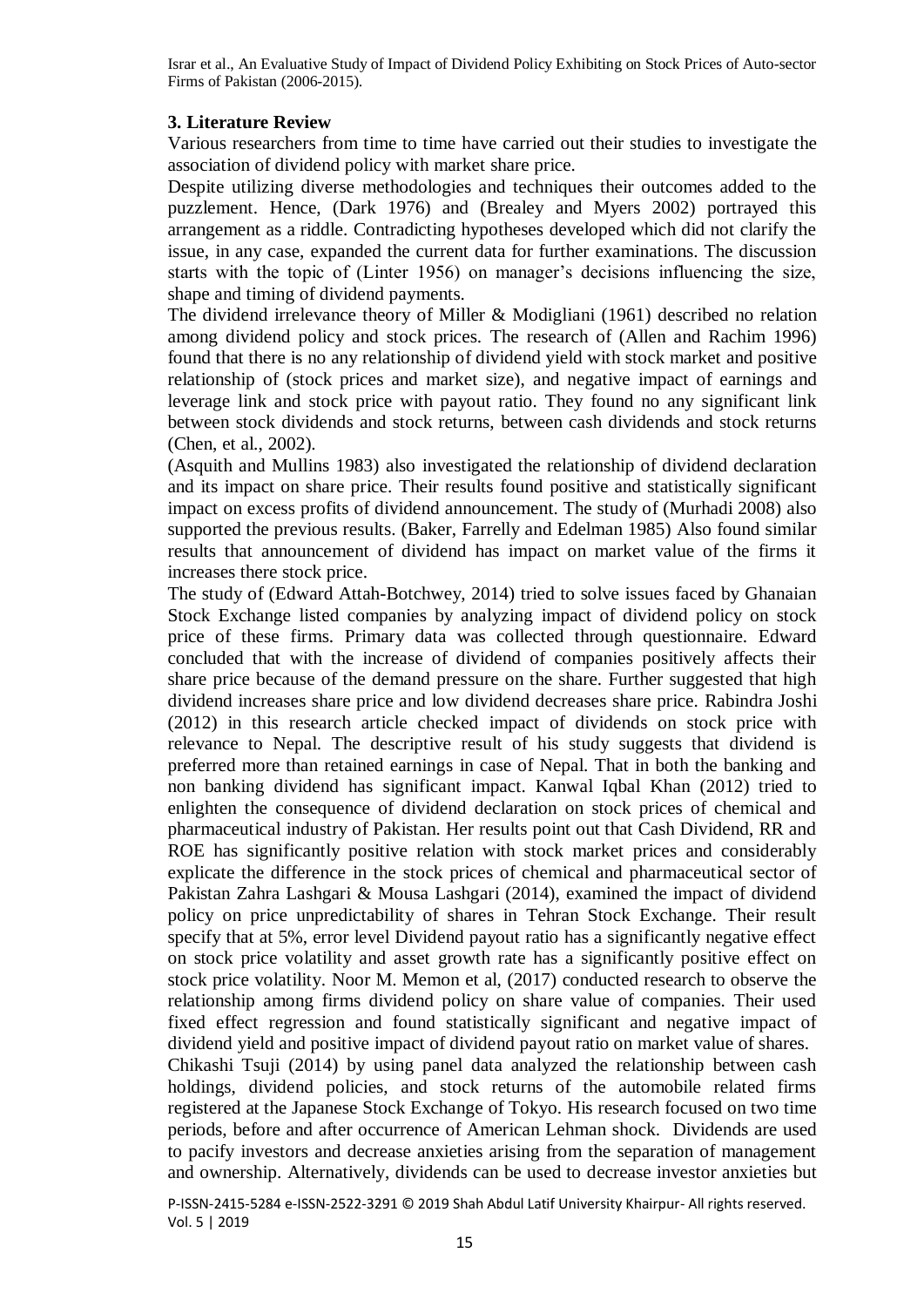### 3. Literature Review

Various researchers from time to time have carried out their studies to investigate the association of dividend policy with market share price.

Despite utilizing diverse methodologies and techniques their outcomes added to the puzzlement. Hence, (Dark 1976) and (Brealey and Myers 2002) portrayed this arrangement as a riddle. Contradicting hypotheses developed which did not clarify the issue, in any case, expanded the current data for further examinations. The discussion starts with the topic of (Linter 1956) on manager's decisions influencing the size, shape and timing of dividend payments.

The dividend irrelevance theory of Miller & Modigliani (1961) described no relation among dividend policy and stock prices. The research of (Allen and Rachim 1996) found that there is no any relationship of dividend yield with stock market and positive relationship of (stock prices and market size), and negative impact of earnings and leverage link and stock price with payout ratio. They found no any significant link between stock dividends and stock returns, between cash dividends and stock returns (Chen, et al., 2002).

(Asquith and Mullins 1983) also investigated the relationship of dividend declaration and its impact on share price. Their results found positive and statistically significant impact on excess profits of dividend announcement. The study of (Murhadi 2008) also supported the previous results. (Baker, Farrelly and Edelman 1985) Also found similar results that announcement of dividend has impact on market value of the firms it increases there stock price.

The study of (Edward Attah-Botchwey, 2014) tried to solve issues faced by Ghanaian Stock Exchange listed companies by analyzing impact of dividend policy on stock price of these firms. Primary data was collected through questionnaire. Edward concluded that with the increase of dividend of companies positively affects their share price because of the demand pressure on the share. Further suggested that high dividend increases share price and low dividend decreases share price. Rabindra Joshi (2012) in this research article checked impact of dividends on stock price with relevance to Nepal. The descriptive result of his study suggests that dividend is preferred more than retained earnings in case of Nepal. That in both the banking and non banking dividend has significant impact. Kanwal Iqbal Khan (2012) tried to enlighten the consequence of dividend declaration on stock prices of chemical and pharmaceutical industry of Pakistan. Her results point out that Cash Dividend, RR and ROE has significantly positive relation with stock market prices and considerably explicate the difference in the stock prices of chemical and pharmaceutical sector of Pakistan Zahra Lashgari & Mousa Lashgari (2014), examined the impact of dividend policy on price unpredictability of shares in Tehran Stock Exchange. Their result specify that at 5%, error level Dividend payout ratio has a significantly negative effect on stock price volatility and asset growth rate has a significantly positive effect on stock price volatility. Noor M. Memon et al, (2017) conducted research to observe the relationship among firms dividend policy on share value of companies. Their used fixed effect regression and found statistically significant and negative impact of dividend yield and positive impact of dividend payout ratio on market value of shares.

Chikashi Tsuji (2014) by using panel data analyzed the relationship between cash holdings, dividend policies, and stock returns of the automobile related firms registered at the Japanese Stock Exchange of Tokyo. His research focused on two time periods, before and after occurrence of American Lehman shock. Dividends are used to pacify investors and decrease anxieties arising from the separation of management and ownership. Alternatively, dividends can be used to decrease investor anxieties but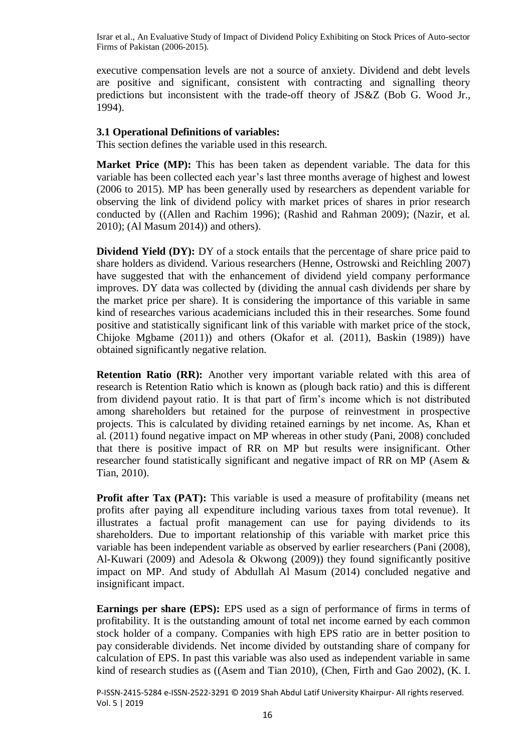executive compensation levels are not a source of anxiety. Dividend and debt levels are positive and significant, consistent with contracting and signalling theory predictions but inconsistent with the trade-off theory of JS&Z (Bob G. Wood Jr., 1994).

### 3.1 Operational Definitions of variables:

This section defines the variable used in this research.

**Market Price (MP):** This has been taken as dependent variable. The data for this variable has been collected each year's last three months average of highest and lowest (2006 to 2015). MP has been generally used by researchers as dependent variable for observing the link of dividend policy with market prices of shares in prior research conducted by ((Allen and Rachim 1996); (Rashid and Rahman 2009); (Nazir, et al. 2010); (Al Masum 2014)) and others).

**Dividend Yield (DY):** DY of a stock entails that the percentage of share price paid to share holders as dividend. Various researchers (Henne, Ostrowski and Reichling 2007) have suggested that with the enhancement of dividend yield company performance improves. DY data was collected by (dividing the annual cash dividends per share by the market price per share). It is considering the importance of this variable in same kind of researches various academicians included this in their researches. Some found positive and statistically significant link of this variable with market price of the stock, Chijoke Mgbame (2011)) and others (Okafor et al. (2011), Baskin (1989)) have obtained significantly negative relation.

**Retention Ratio (RR):** Another very important variable related with this area of research is Retention Ratio which is known as (plough back ratio) and this is different from dividend payout ratio. It is that part of firm's income which is not distributed among shareholders but retained for the purpose of reinvestment in prospective projects. This is calculated by dividing retained earnings by net income. As, Khan et al. (2011) found negative impact on MP whereas in other study (Pani, 2008) concluded that there is positive impact of RR on MP but results were insignificant. Other researcher found statistically significant and negative impact of RR on MP (Asem & Tian, 2010).

**Profit after Tax (PAT):** This variable is used a measure of profitability (means net profits after paying all expenditure including various taxes from total revenue). It illustrates a factual profit management can use for paying dividends to its shareholders. Due to important relationship of this variable with market price this variable has been independent variable as observed by earlier researchers (Pani (2008), Al-Kuwari (2009) and Adesola & Okwong (2009)) they found significantly positive impact on MP. And study of Abdullah Al Masum (2014) concluded negative and insignificant impact.

**Earnings per share (EPS):** EPS used as a sign of performance of firms in terms of profitability. It is the outstanding amount of total net income earned by each common stock holder of a company. Companies with high EPS ratio are in better position to pay considerable dividends. Net income divided by outstanding share of company for calculation of EPS. In past this variable was also used as independent variable in same kind of research studies as ((Asem and Tian 2010), (Chen, Firth and Gao 2002), (K. I.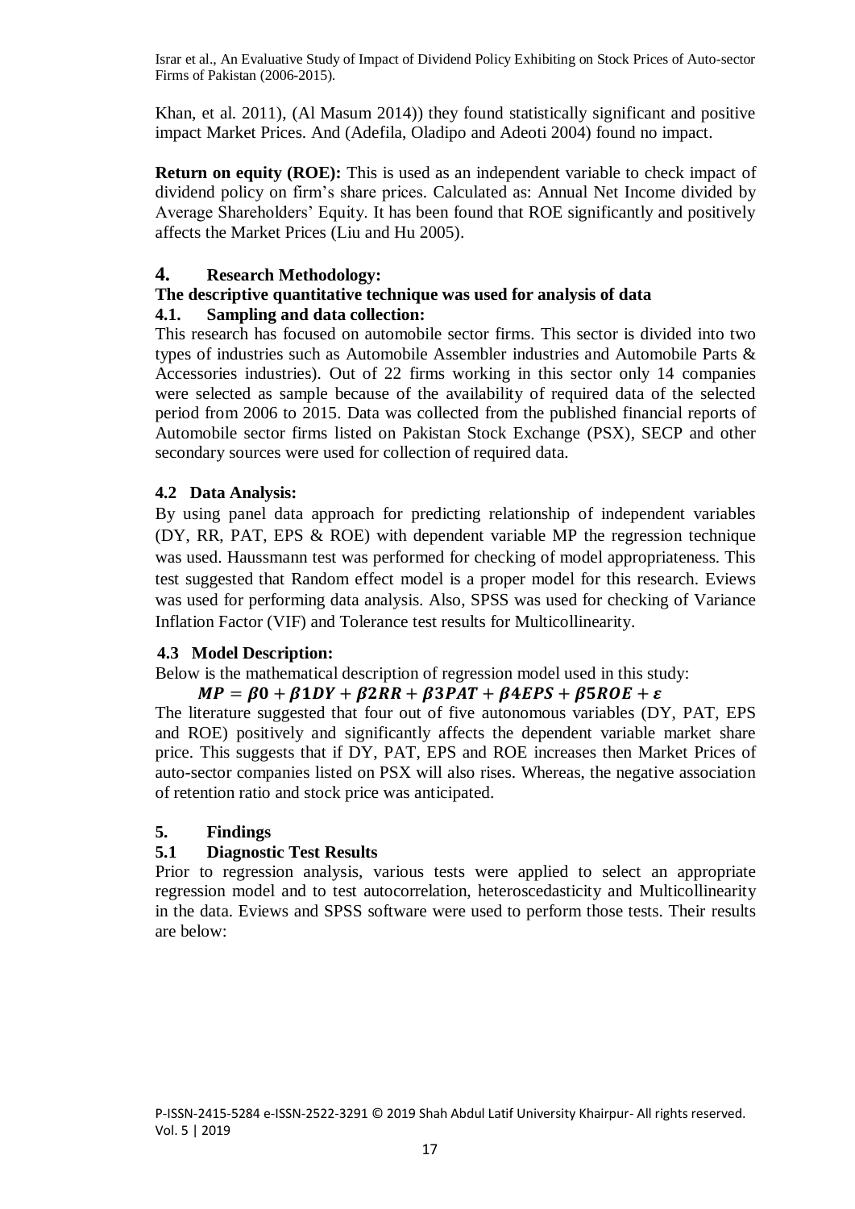Khan, et al. 2011), (Al Masum 2014)) they found statistically significant and positive impact Market Prices. And (Adefila, Oladipo and Adeoti 2004) found no impact.

**Return on equity (ROE):** This is used as an independent variable to check impact of dividend policy on firm's share prices. Calculated as: Annual Net Income divided by Average Shareholders' Equity. It has been found that ROE significantly and positively affects the Market Prices (Liu and Hu 2005).

## 4. Research Methodology:

**The descriptive quantitative technique was used for analysis of data**

### 4.1. Sampling and data collection:

This research has focused on automobile sector firms. This sector is divided into two types of industries such as Automobile Assembler industries and Automobile Parts & Accessories industries). Out of 22 firms working in this sector only 14 companies were selected as sample because of the availability of required data of the selected period from 2006 to 2015. Data was collected from the published financial reports of Automobile sector firms listed on Pakistan Stock Exchange (PSX), SECP and other secondary sources were used for collection of required data.

### 4.2 Data Analysis:

By using panel data approach for predicting relationship of independent variables (DY, RR, PAT, EPS & ROE) with dependent variable MP the regression technique was used. Haussmann test was performed for checking of model appropriateness. This test suggested that Random effect model is a proper model for this research. Eviews was used for performing data analysis. Also, SPSS was used for checking of Variance Inflation Factor (VIF) and Tolerance test results for Multicollinearity.

### 4.3 Model Description:

Below is the mathematical description of regression model used in this study:

$$MP = \beta 0 + \beta 1 DY + \beta 2 RR + \beta 3 PAT + \beta 4 EPS + \beta 5 ROE + \varepsilon$$

The literature suggested that four out of five autonomous variables (DY, PAT, EPS and ROE) positively and significantly affects the dependent variable market share price. This suggests that if DY, PAT, EPS and ROE increases then Market Prices of auto-sector companies listed on PSX will also rises. Whereas, the negative association of retention ratio and stock price was anticipated.

## 5. Findings

### 5.1 Diagnostic Test Results

Prior to regression analysis, various tests were applied to select an appropriate regression model and to test autocorrelation, heteroscedasticity and Multicollinearity in the data. Eviews and SPSS software were used to perform those tests. Their results are below: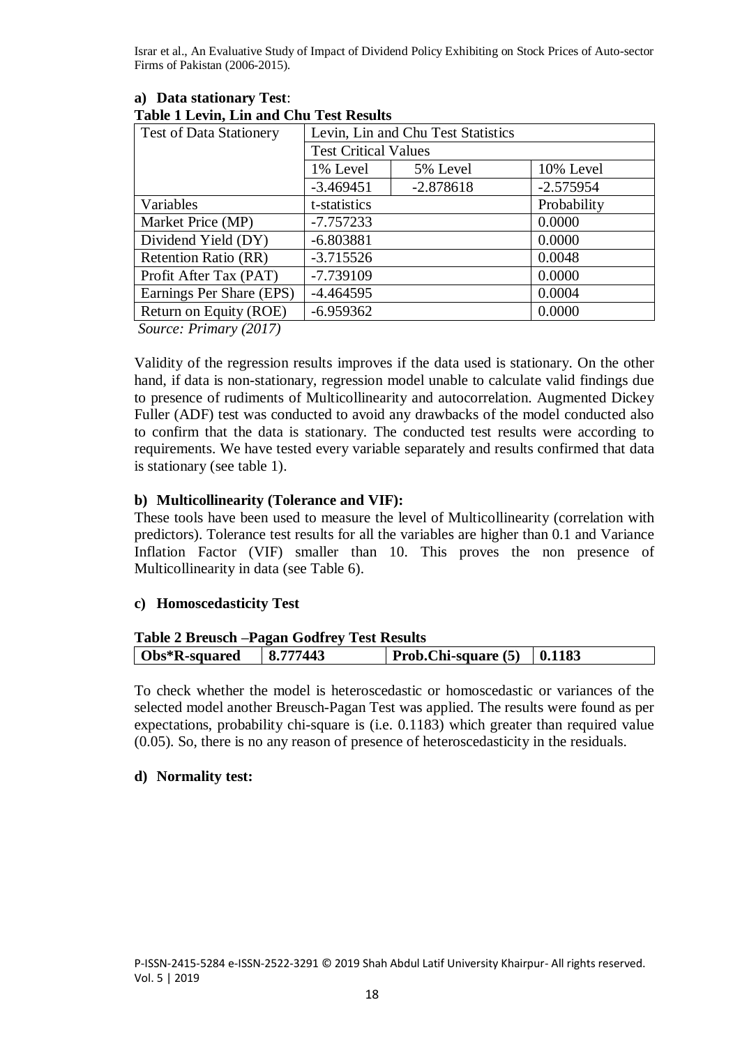**a) Data stationary Test**:

**Table 1 Levin, Lin and Chu Test Results**

| Test of Data Stationery | Levin, Lin and Chu Test Statistics | | |
|---|---|---|---|
| | Test Critical Values | | |
| | 1% Level | 5% Level | 10% Level |
| | -3.469451 | -2.878618 | -2.575954 |
| Variables | t-statistics | | Probability |
| Market Price (MP) | -7.757233 | | 0.0000 |
| Dividend Yield (DY) | -6.803881 | | 0.0000 |
| Retention Ratio (RR) | -3.715526 | | 0.0048 |
| Profit After Tax (PAT) | -7.739109 | | 0.0000 |
| Earnings Per Share (EPS) | -4.464595 | | 0.0004 |
| Return on Equity (ROE) | -6.959362 | | 0.0000 |

*Source: Primary (2017)*

Validity of the regression results improves if the data used is stationary. On the other hand, if data is non-stationary, regression model unable to calculate valid findings due to presence of rudiments of Multicollinearity and autocorrelation. Augmented Dickey Fuller (ADF) test was conducted to avoid any drawbacks of the model conducted also to confirm that the data is stationary. The conducted test results were according to requirements. We have tested every variable separately and results confirmed that data is stationary (see table 1).

**b) Multicollinearity (Tolerance and VIF):**

These tools have been used to measure the level of Multicollinearity (correlation with predictors). Tolerance test results for all the variables are higher than 0.1 and Variance Inflation Factor (VIF) smaller than 10. This proves the non presence of Multicollinearity in data (see Table 6).

**c) Homoscedasticity Test**

**Table 2 Breusch –Pagan Godfrey Test Results**

| **Obs*R-squared** | **8.777443** | **Prob.Chi-square (5)** | **0.1183** |
|---|---|---|---|

To check whether the model is heteroscedastic or homoscedastic or variances of the selected model another Breusch-Pagan Test was applied. The results were found as per expectations, probability chi-square is (i.e. 0.1183) which greater than required value (0.05). So, there is no any reason of presence of heteroscedasticity in the residuals.

**d) Normality test:**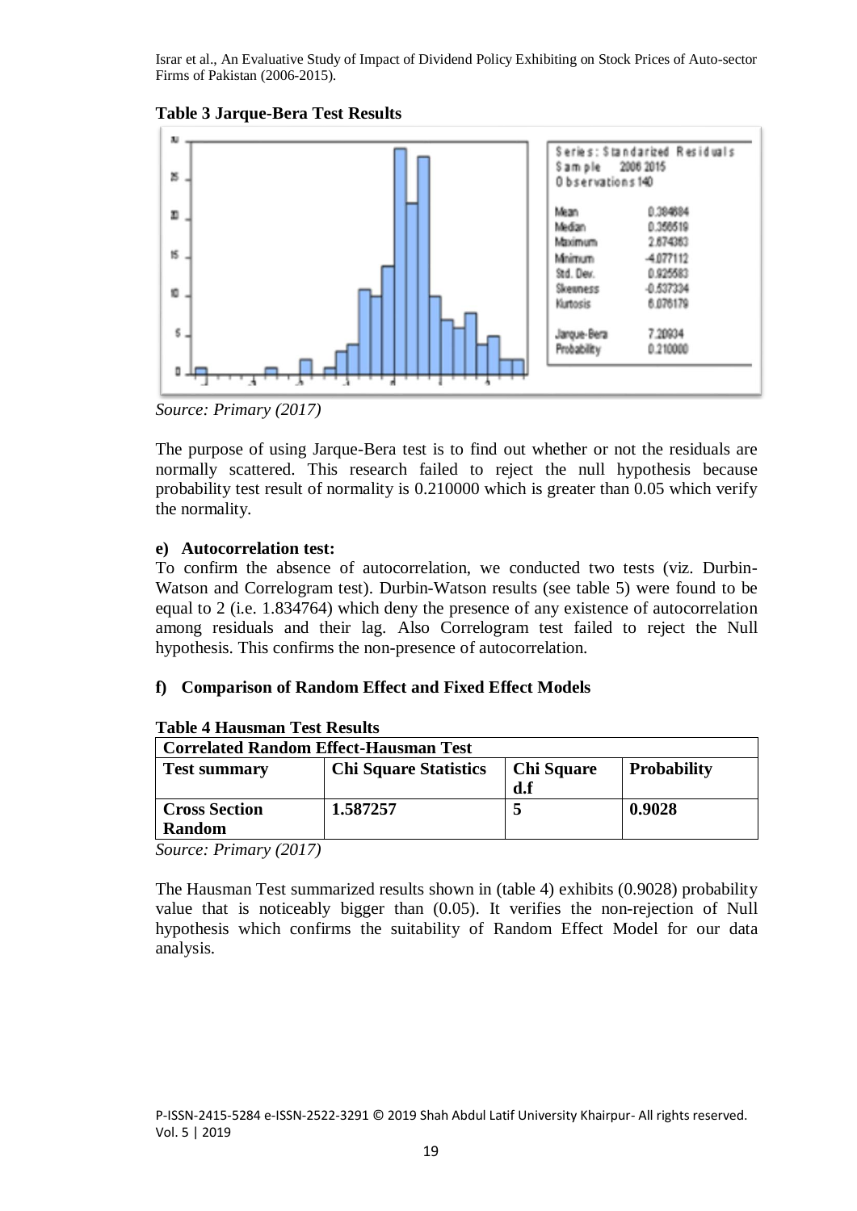**Table 3 Jarque-Bera Test Results**

| Series: Standarized Residuals | |
|---|---|
| Sample 2006 2015 | |
| Observations 140 | |
| Mean | 0.384684 |
| Median | 0.356519 |
| Maximum | 2.674363 |
| Minimum | -4.077112 |
| Std. Dev. | 0.925583 |
| Skewness | -0.537334 |
| Kurtosis | 6.076179 |
| Jarque-Bera | 7.20934 |
| Probability | 0.210000 |

*Source: Primary (2017)*

The purpose of using Jarque-Bera test is to find out whether or not the residuals are normally scattered. This research failed to reject the null hypothesis because probability test result of normality is 0.210000 which is greater than 0.05 which verify the normality.

**e) Autocorrelation test:**

To confirm the absence of autocorrelation, we conducted two tests (viz. Durbin-Watson and Correlogram test). Durbin-Watson results (see table 5) were found to be equal to 2 (i.e. 1.834764) which deny the presence of any existence of autocorrelation among residuals and their lag. Also Correlogram test failed to reject the Null hypothesis. This confirms the non-presence of autocorrelation.

**f) Comparison of Random Effect and Fixed Effect Models**

**Table 4 Hausman Test Results**

| Correlated Random Effect-Hausman Test | | | |
|---|---|---|---|
| **Test summary** | **Chi Square Statistics** | **Chi Square d.f** | **Probability** |
| **Cross Section Random** | **1.587257** | **5** | **0.9028** |

*Source: Primary (2017)*

The Hausman Test summarized results shown in (table 4) exhibits (0.9028) probability value that is noticeably bigger than (0.05). It verifies the non-rejection of Null hypothesis which confirms the suitability of Random Effect Model for our data analysis.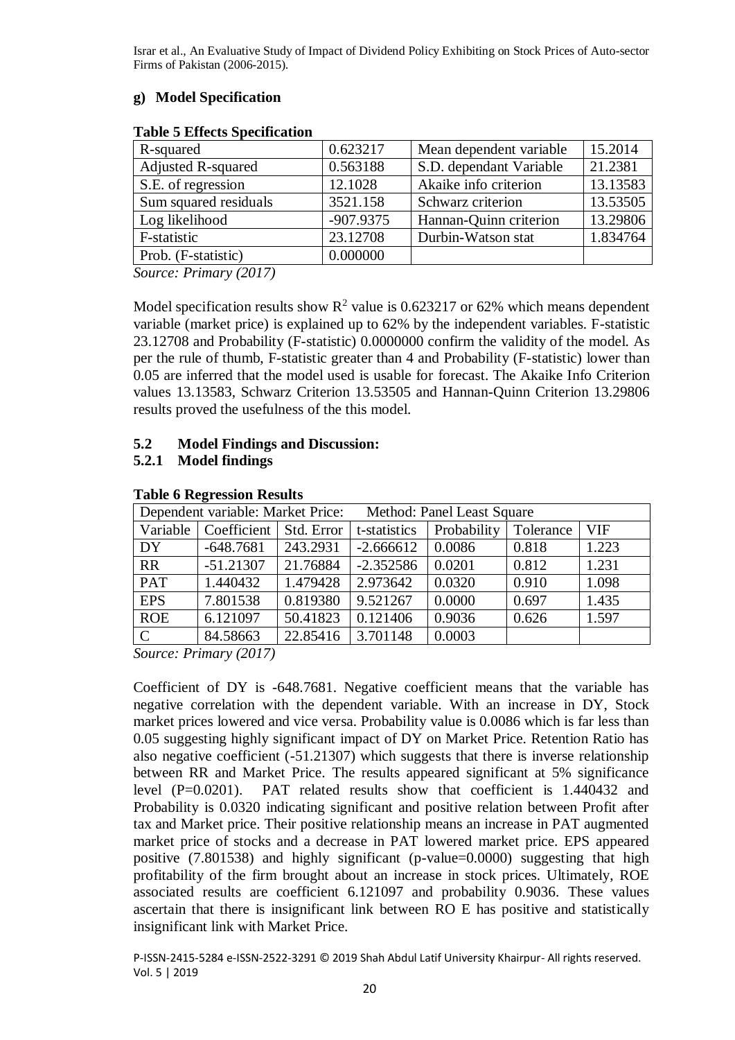### g) Model Specification

**Table 5 Effects Specification**

| R-squared | 0.623217 | Mean dependent variable | 15.2014 |
|---|---|---|---|
| Adjusted R-squared | 0.563188 | S.D. dependant Variable | 21.2381 |
| S.E. of regression | 12.1028 | Akaike info criterion | 13.13583 |
| Sum squared residuals | 3521.158 | Schwarz criterion | 13.53505 |
| Log likelihood | -907.9375 | Hannan-Quinn criterion | 13.29806 |
| F-statistic | 23.12708 | Durbin-Watson stat | 1.834764 |
| Prob. (F-statistic) | 0.000000 | | |

*Source: Primary (2017)*

Model specification results show $R^2$ value is 0.623217 or 62% which means dependent variable (market price) is explained up to 62% by the independent variables. F-statistic 23.12708 and Probability (F-statistic) 0.0000000 confirm the validity of the model. As per the rule of thumb, F-statistic greater than 4 and Probability (F-statistic) lower than 0.05 are inferred that the model used is usable for forecast. The Akaike Info Criterion values 13.13583, Schwarz Criterion 13.53505 and Hannan-Quinn Criterion 13.29806 results proved the usefulness of the this model.

## 5.2 Model Findings and Discussion:

### 5.2.1 Model findings

**Table 6 Regression Results**

| Dependent variable: Market Price: | | | Method: Panel Least Square | | | |
|---|---|---|---|---|---|---|
| Variable | Coefficient | Std. Error | t-statistics | Probability | Tolerance | VIF |
| DY | -648.7681 | 243.2931 | -2.666612 | 0.0086 | 0.818 | 1.223 |
| RR | -51.21307 | 21.76884 | -2.352586 | 0.0201 | 0.812 | 1.231 |
| PAT | 1.440432 | 1.479428 | 2.973642 | 0.0320 | 0.910 | 1.098 |
| EPS | 7.801538 | 0.819380 | 9.521267 | 0.0000 | 0.697 | 1.435 |
| ROE | 6.121097 | 50.41823 | 0.121406 | 0.9036 | 0.626 | 1.597 |
| C | 84.58663 | 22.85416 | 3.701148 | 0.0003 | | |

*Source: Primary (2017)*

Coefficient of DY is -648.7681. Negative coefficient means that the variable has negative correlation with the dependent variable. With an increase in DY, Stock market prices lowered and vice versa. Probability value is 0.0086 which is far less than 0.05 suggesting highly significant impact of DY on Market Price. Retention Ratio has also negative coefficient (-51.21307) which suggests that there is inverse relationship between RR and Market Price. The results appeared significant at 5% significance level (P=0.0201). PAT related results show that coefficient is 1.440432 and Probability is 0.0320 indicating significant and positive relation between Profit after tax and Market price. Their positive relationship means an increase in PAT augmented market price of stocks and a decrease in PAT lowered market price. EPS appeared positive (7.801538) and highly significant (p-value=0.0000) suggesting that high profitability of the firm brought about an increase in stock prices. Ultimately, ROE associated results are coefficient 6.121097 and probability 0.9036. These values ascertain that there is insignificant link between RO E has positive and statistically insignificant link with Market Price.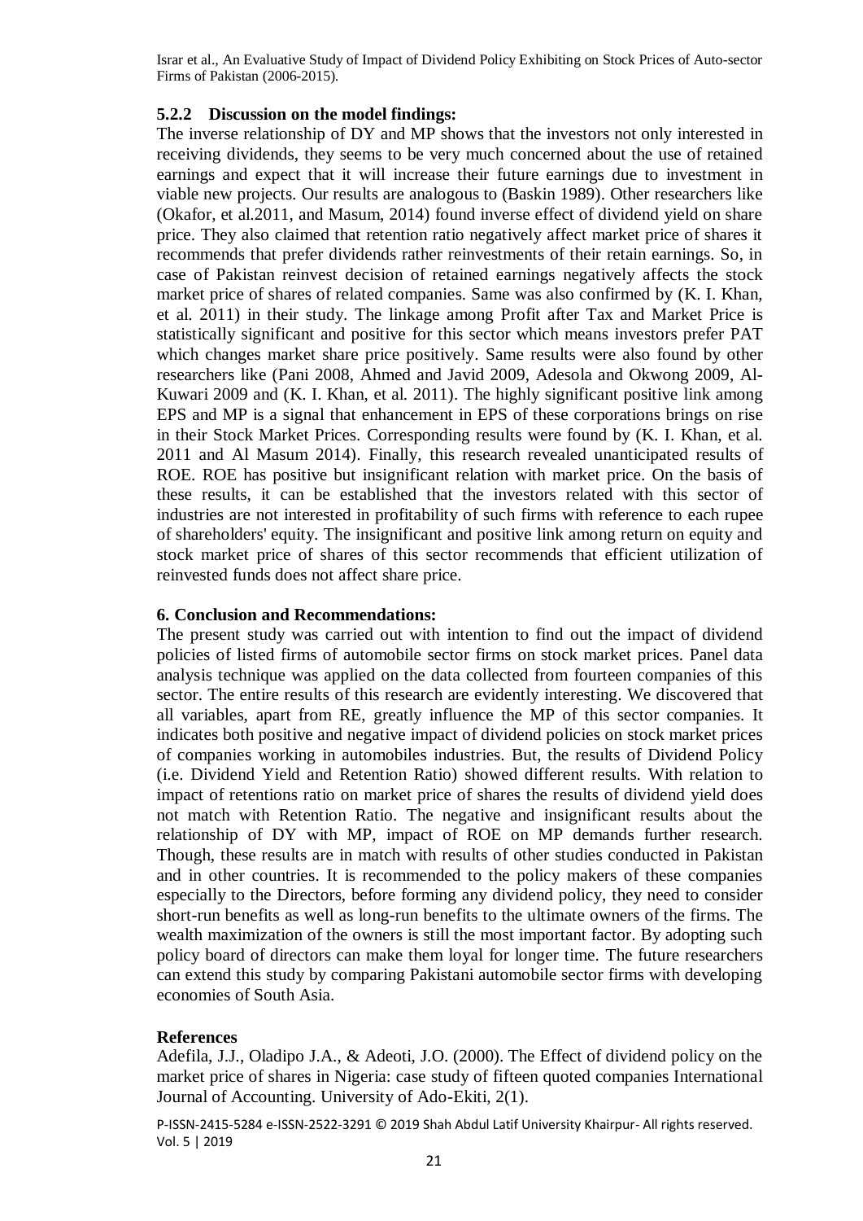### 5.2.2 Discussion on the model findings:

The inverse relationship of DY and MP shows that the investors not only interested in receiving dividends, they seems to be very much concerned about the use of retained earnings and expect that it will increase their future earnings due to investment in viable new projects. Our results are analogous to (Baskin 1989). Other researchers like (Okafor, et al.2011, and Masum, 2014) found inverse effect of dividend yield on share price. They also claimed that retention ratio negatively affect market price of shares it recommends that prefer dividends rather reinvestments of their retain earnings. So, in case of Pakistan reinvest decision of retained earnings negatively affects the stock market price of shares of related companies. Same was also confirmed by (K. I. Khan, et al. 2011) in their study. The linkage among Profit after Tax and Market Price is statistically significant and positive for this sector which means investors prefer PAT which changes market share price positively. Same results were also found by other researchers like (Pani 2008, Ahmed and Javid 2009, Adesola and Okwong 2009, Al-Kuwari 2009 and (K. I. Khan, et al. 2011). The highly significant positive link among EPS and MP is a signal that enhancement in EPS of these corporations brings on rise in their Stock Market Prices. Corresponding results were found by (K. I. Khan, et al. 2011 and Al Masum 2014). Finally, this research revealed unanticipated results of ROE. ROE has positive but insignificant relation with market price. On the basis of these results, it can be established that the investors related with this sector of industries are not interested in profitability of such firms with reference to each rupee of shareholders' equity. The insignificant and positive link among return on equity and stock market price of shares of this sector recommends that efficient utilization of reinvested funds does not affect share price.

## 6. Conclusion and Recommendations:

The present study was carried out with intention to find out the impact of dividend policies of listed firms of automobile sector firms on stock market prices. Panel data analysis technique was applied on the data collected from fourteen companies of this sector. The entire results of this research are evidently interesting. We discovered that all variables, apart from RE, greatly influence the MP of this sector companies. It indicates both positive and negative impact of dividend policies on stock market prices of companies working in automobiles industries. But, the results of Dividend Policy (i.e. Dividend Yield and Retention Ratio) showed different results. With relation to impact of retentions ratio on market price of shares the results of dividend yield does not match with Retention Ratio. The negative and insignificant results about the relationship of DY with MP, impact of ROE on MP demands further research. Though, these results are in match with results of other studies conducted in Pakistan and in other countries. It is recommended to the policy makers of these companies especially to the Directors, before forming any dividend policy, they need to consider short-run benefits as well as long-run benefits to the ultimate owners of the firms. The wealth maximization of the owners is still the most important factor. By adopting such policy board of directors can make them loyal for longer time. The future researchers can extend this study by comparing Pakistani automobile sector firms with developing economies of South Asia.

## References

Adefila, J.J., Oladipo J.A., & Adeoti, J.O. (2000). The Effect of dividend policy on the market price of shares in Nigeria: case study of fifteen quoted companies International Journal of Accounting. University of Ado-Ekiti, 2(1).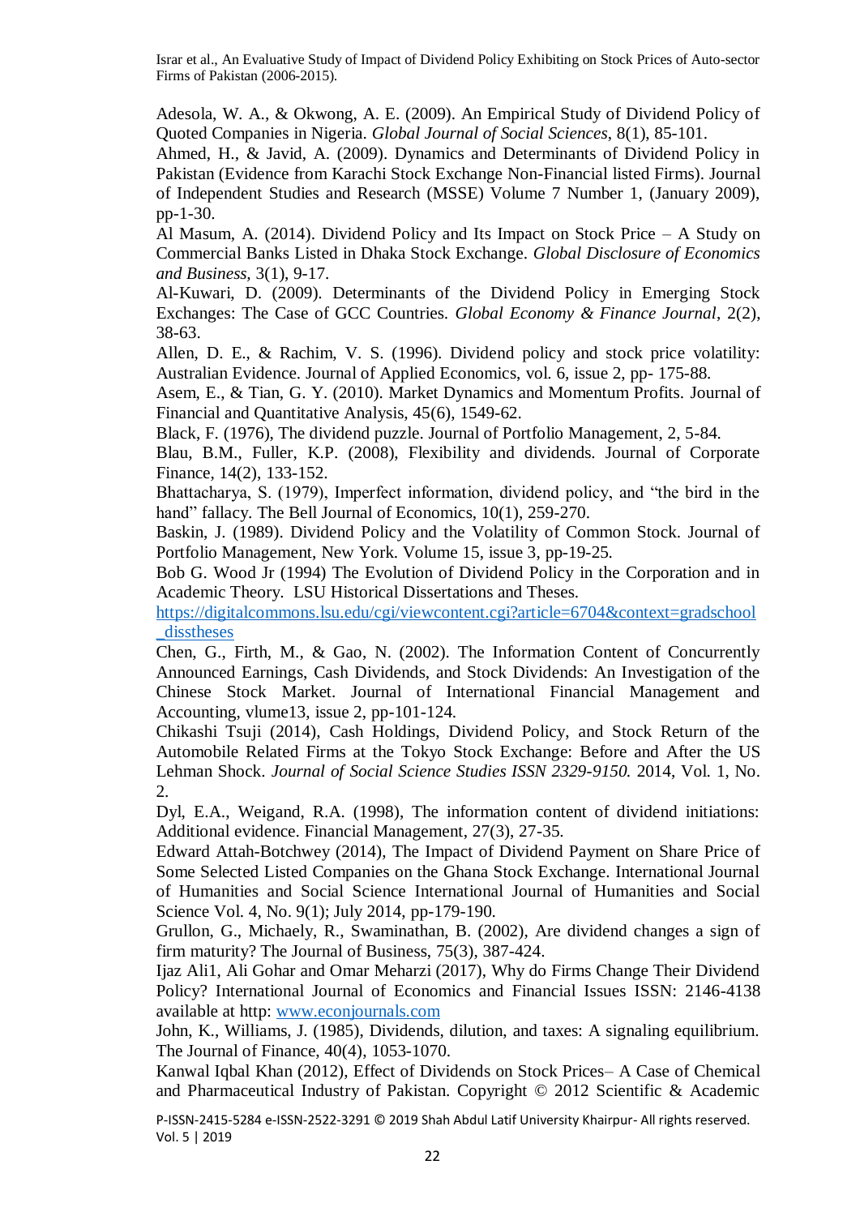Adesola, W. A., & Okwong, A. E. (2009). An Empirical Study of Dividend Policy of Quoted Companies in Nigeria. *Global Journal of Social Sciences*, 8(1), 85-101.

Ahmed, H., & Javid, A. (2009). Dynamics and Determinants of Dividend Policy in Pakistan (Evidence from Karachi Stock Exchange Non-Financial listed Firms). Journal of Independent Studies and Research (MSSE) Volume 7 Number 1, (January 2009), pp-1-30.

Al Masum, A. (2014). Dividend Policy and Its Impact on Stock Price – A Study on Commercial Banks Listed in Dhaka Stock Exchange. *Global Disclosure of Economics and Business*, 3(1), 9-17.

Al-Kuwari, D. (2009). Determinants of the Dividend Policy in Emerging Stock Exchanges: The Case of GCC Countries. *Global Economy & Finance Journal*, 2(2), 38-63.

Allen, D. E., & Rachim, V. S. (1996). Dividend policy and stock price volatility: Australian Evidence. Journal of Applied Economics, vol. 6, issue 2, pp- 175-88.

Asem, E., & Tian, G. Y. (2010). Market Dynamics and Momentum Profits. Journal of Financial and Quantitative Analysis, 45(6), 1549-62.

Black, F. (1976), The dividend puzzle. Journal of Portfolio Management, 2, 5-84.

Blau, B.M., Fuller, K.P. (2008), Flexibility and dividends. Journal of Corporate Finance, 14(2), 133-152.

Bhattacharya, S. (1979), Imperfect information, dividend policy, and "the bird in the hand" fallacy. The Bell Journal of Economics, 10(1), 259-270.

Baskin, J. (1989). Dividend Policy and the Volatility of Common Stock. Journal of Portfolio Management, New York. Volume 15, issue 3, pp-19-25.

Bob G. Wood Jr (1994) The Evolution of Dividend Policy in the Corporation and in Academic Theory. LSU Historical Dissertations and Theses. https://digitalcommons.lsu.edu/cgi/viewcontent.cgi?article=6704&context=gradschool_disstheses

Chen, G., Firth, M., & Gao, N. (2002). The Information Content of Concurrently Announced Earnings, Cash Dividends, and Stock Dividends: An Investigation of the Chinese Stock Market. Journal of International Financial Management and Accounting, vlume13, issue 2, pp-101-124.

Chikashi Tsuji (2014), Cash Holdings, Dividend Policy, and Stock Return of the Automobile Related Firms at the Tokyo Stock Exchange: Before and After the US Lehman Shock. *Journal of Social Science Studies ISSN 2329-9150.* 2014, Vol. 1, No. 2.

Dyl, E.A., Weigand, R.A. (1998), The information content of dividend initiations: Additional evidence. Financial Management, 27(3), 27-35.

Edward Attah-Botchwey (2014), The Impact of Dividend Payment on Share Price of Some Selected Listed Companies on the Ghana Stock Exchange. International Journal of Humanities and Social Science International Journal of Humanities and Social Science Vol. 4, No. 9(1); July 2014, pp-179-190.

Grullon, G., Michaely, R., Swaminathan, B. (2002), Are dividend changes a sign of firm maturity? The Journal of Business, 75(3), 387-424.

Ijaz Ali1, Ali Gohar and Omar Meharzi (2017), Why do Firms Change Their Dividend Policy? International Journal of Economics and Financial Issues ISSN: 2146-4138 available at http: www.econjournals.com

John, K., Williams, J. (1985), Dividends, dilution, and taxes: A signaling equilibrium. The Journal of Finance, 40(4), 1053-1070.

Kanwal Iqbal Khan (2012), Effect of Dividends on Stock Prices– A Case of Chemical and Pharmaceutical Industry of Pakistan. Copyright © 2012 Scientific & Academic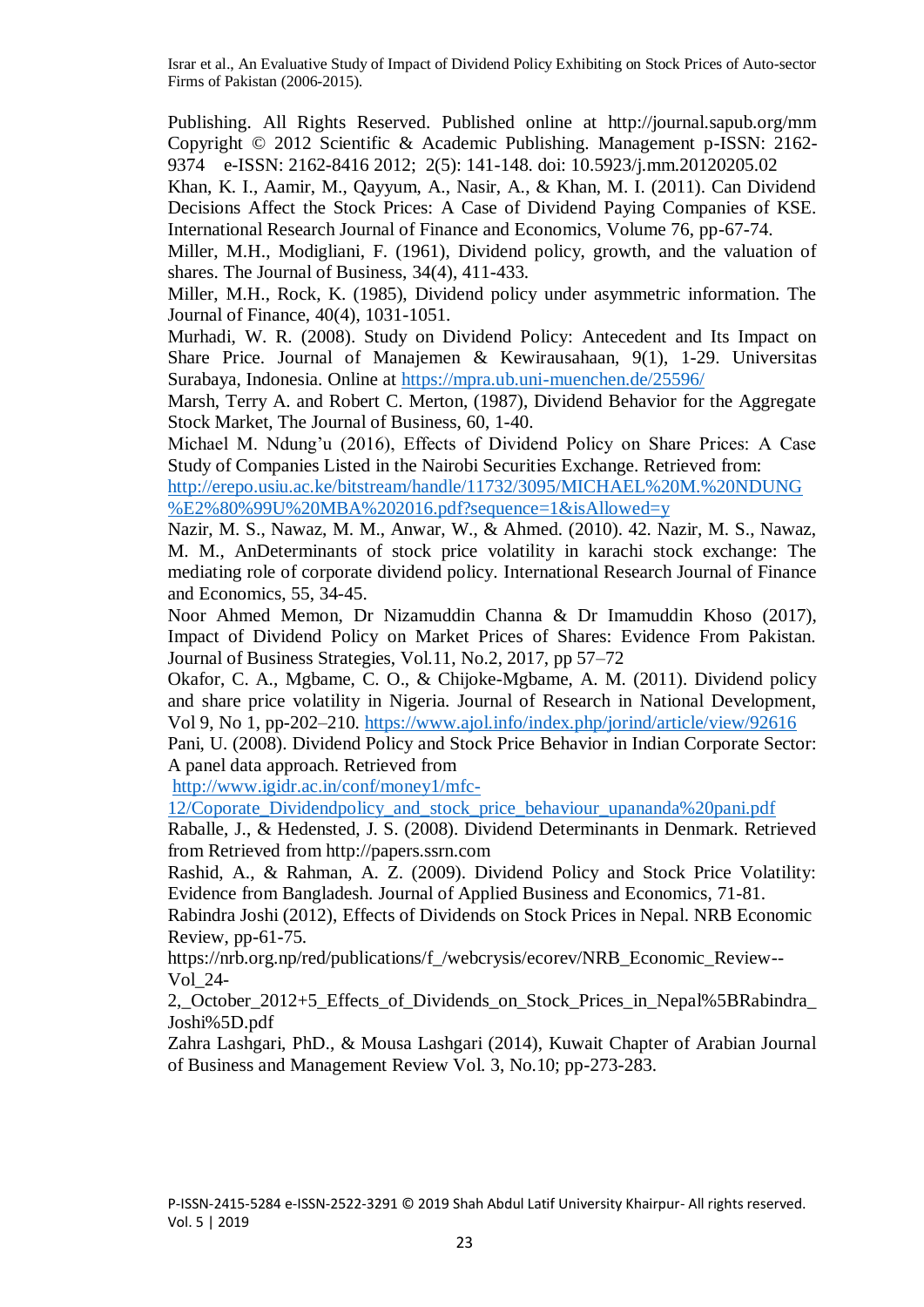Publishing. All Rights Reserved. Published online at http://journal.sapub.org/mm Copyright © 2012 Scientific & Academic Publishing. Management p-ISSN: 2162-9374 e-ISSN: 2162-8416 2012; 2(5): 141-148. doi: 10.5923/j.mm.20120205.02

Khan, K. I., Aamir, M., Qayyum, A., Nasir, A., & Khan, M. I. (2011). Can Dividend Decisions Affect the Stock Prices: A Case of Dividend Paying Companies of KSE. International Research Journal of Finance and Economics, Volume 76, pp-67-74.

Miller, M.H., Modigliani, F. (1961), Dividend policy, growth, and the valuation of shares. The Journal of Business, 34(4), 411-433.

Miller, M.H., Rock, K. (1985), Dividend policy under asymmetric information. The Journal of Finance, 40(4), 1031-1051.

Murhadi, W. R. (2008). Study on Dividend Policy: Antecedent and Its Impact on Share Price. Journal of Manajemen & Kewirausahaan, 9(1), 1-29. Universitas Surabaya, Indonesia. Online at https://mpra.ub.uni-muenchen.de/25596/

Marsh, Terry A. and Robert C. Merton, (1987), Dividend Behavior for the Aggregate Stock Market, The Journal of Business, 60, 1-40.

Michael M. Ndung'u (2016), Effects of Dividend Policy on Share Prices: A Case Study of Companies Listed in the Nairobi Securities Exchange. Retrieved from: http://erepo.usiu.ac.ke/bitstream/handle/11732/3095/MICHAEL%20M.%20NDUNG%E2%80%99U%20MBA%202016.pdf?sequence=1&isAllowed=y

Nazir, M. S., Nawaz, M. M., Anwar, W., & Ahmed. (2010). 42. Nazir, M. S., Nawaz, M. M., AnDeterminants of stock price volatility in karachi stock exchange: The mediating role of corporate dividend policy. International Research Journal of Finance and Economics, 55, 34-45.

Noor Ahmed Memon, Dr Nizamuddin Channa & Dr Imamuddin Khoso (2017), Impact of Dividend Policy on Market Prices of Shares: Evidence From Pakistan. Journal of Business Strategies, Vol.11, No.2, 2017, pp 57–72

Okafor, C. A., Mgbame, C. O., & Chijoke-Mgbame, A. M. (2011). Dividend policy and share price volatility in Nigeria. Journal of Research in National Development, Vol 9, No 1, pp-202–210. https://www.ajol.info/index.php/jorind/article/view/92616

Pani, U. (2008). Dividend Policy and Stock Price Behavior in Indian Corporate Sector: A panel data approach. Retrieved from http://www.igidr.ac.in/conf/money1/mfc-12/Coporate_Dividendpolicy_and_stock_price_behaviour_upananda%20pani.pdf

Raballe, J., & Hedensted, J. S. (2008). Dividend Determinants in Denmark. Retrieved from Retrieved from http://papers.ssrn.com

Rashid, A., & Rahman, A. Z. (2009). Dividend Policy and Stock Price Volatility: Evidence from Bangladesh. Journal of Applied Business and Economics, 71-81.

Rabindra Joshi (2012), Effects of Dividends on Stock Prices in Nepal. NRB Economic Review, pp-61-75. https://nrb.org.np/red/publications/f_/webcrysis/ecorev/NRB_Economic_Review--Vol_24-2,_October_2012+5_Effects_of_Dividends_on_Stock_Prices_in_Nepal%5BRabindra_Joshi%5D.pdf

Zahra Lashgari, PhD., & Mousa Lashgari (2014), Kuwait Chapter of Arabian Journal of Business and Management Review Vol. 3, No.10; pp-273-283.